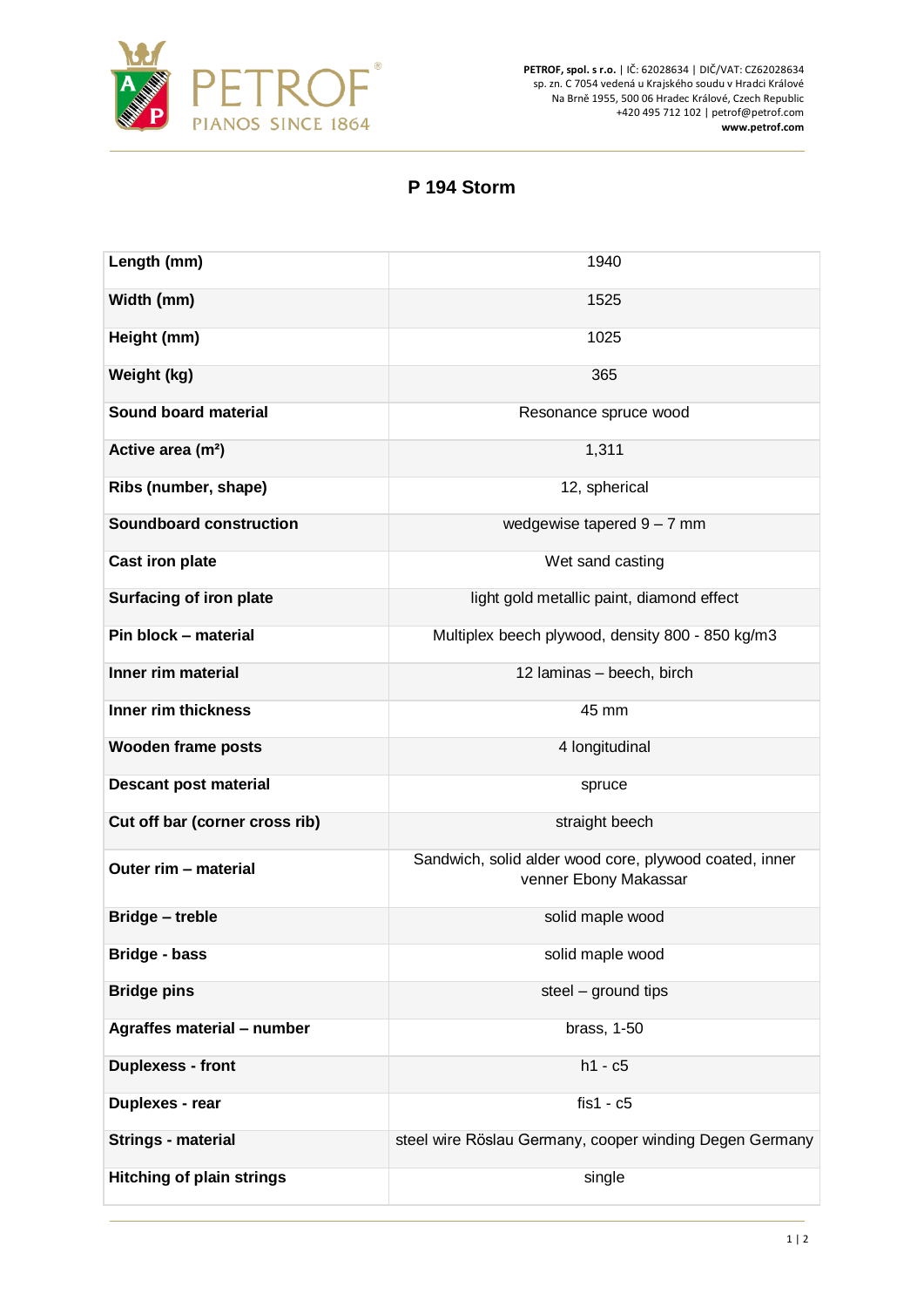PETROF
PIANOS SINCE 1864

**PETROF, spol. s r.o.** | IČ: 62028634 | DIČ/VAT: CZ62028634
sp. zn. C 7054 vedená u Krajského soudu v Hradci Králové
Na Brně 1955, 500 06 Hradec Králové, Czech Republic
+420 495 712 102 | petrof@petrof.com
**www.petrof.com**

# P 194 Storm

| **Length (mm)** | 1940 |
|---|---|
| **Width (mm)** | 1525 |
| **Height (mm)** | 1025 |
| **Weight (kg)** | 365 |
| **Sound board material** | Resonance spruce wood |
| **Active area (m²)** | 1,311 |
| **Ribs (number, shape)** | 12, spherical |
| **Soundboard construction** | wedgewise tapered 9 – 7 mm |
| **Cast iron plate** | Wet sand casting |
| **Surfacing of iron plate** | light gold metallic paint, diamond effect |
| **Pin block – material** | Multiplex beech plywood, density 800 - 850 kg/m3 |
| **Inner rim material** | 12 laminas – beech, birch |
| **Inner rim thickness** | 45 mm |
| **Wooden frame posts** | 4 longitudinal |
| **Descant post material** | spruce |
| **Cut off bar (corner cross rib)** | straight beech |
| **Outer rim – material** | Sandwich, solid alder wood core, plywood coated, inner venner Ebony Makassar |
| **Bridge – treble** | solid maple wood |
| **Bridge - bass** | solid maple wood |
| **Bridge pins** | steel – ground tips |
| **Agraffes material – number** | brass, 1-50 |
| **Duplexess - front** | h1 - c5 |
| **Duplexes - rear** | fis1 - c5 |
| **Strings - material** | steel wire Röslau Germany, cooper winding Degen Germany |
| **Hitching of plain strings** | single |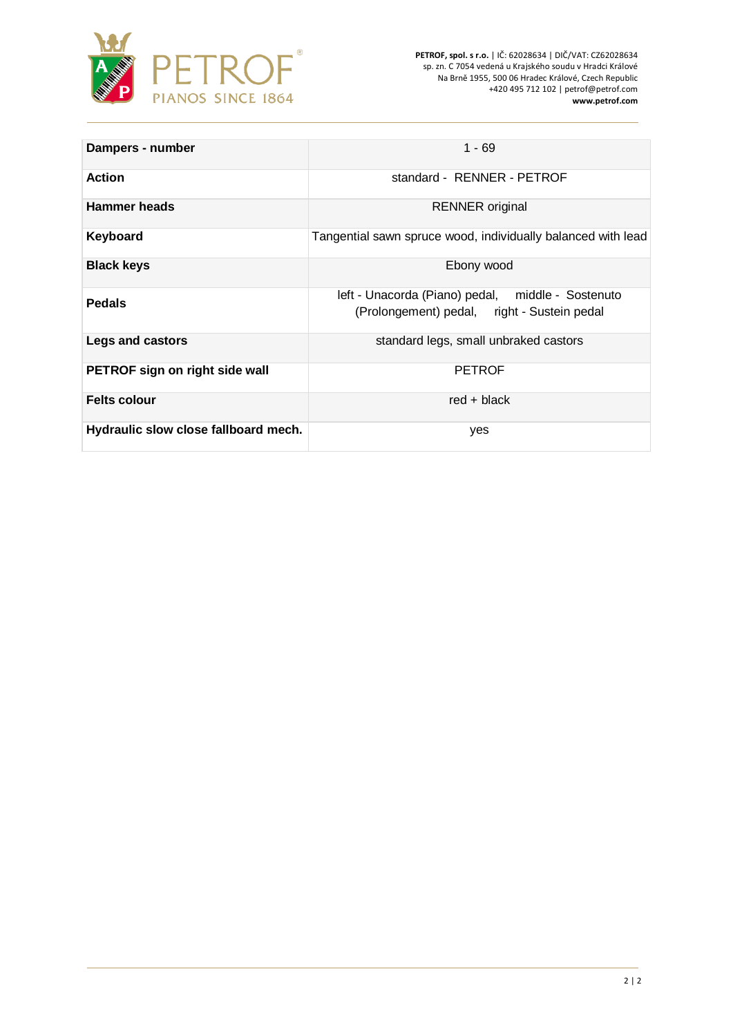| | |
|---|---|
| **Dampers - number** | 1 - 69 |
| **Action** | standard - RENNER - PETROF |
| **Hammer heads** | RENNER original |
| **Keyboard** | Tangential sawn spruce wood, individually balanced with lead |
| **Black keys** | Ebony wood |
| **Pedals** | left - Unacorda (Piano) pedal, middle - Sostenuto (Prolongement) pedal, right - Sustein pedal |
| **Legs and castors** | standard legs, small unbraked castors |
| **PETROF sign on right side wall** | PETROF |
| **Felts colour** | red + black |
| **Hydraulic slow close fallboard mech.** | yes |